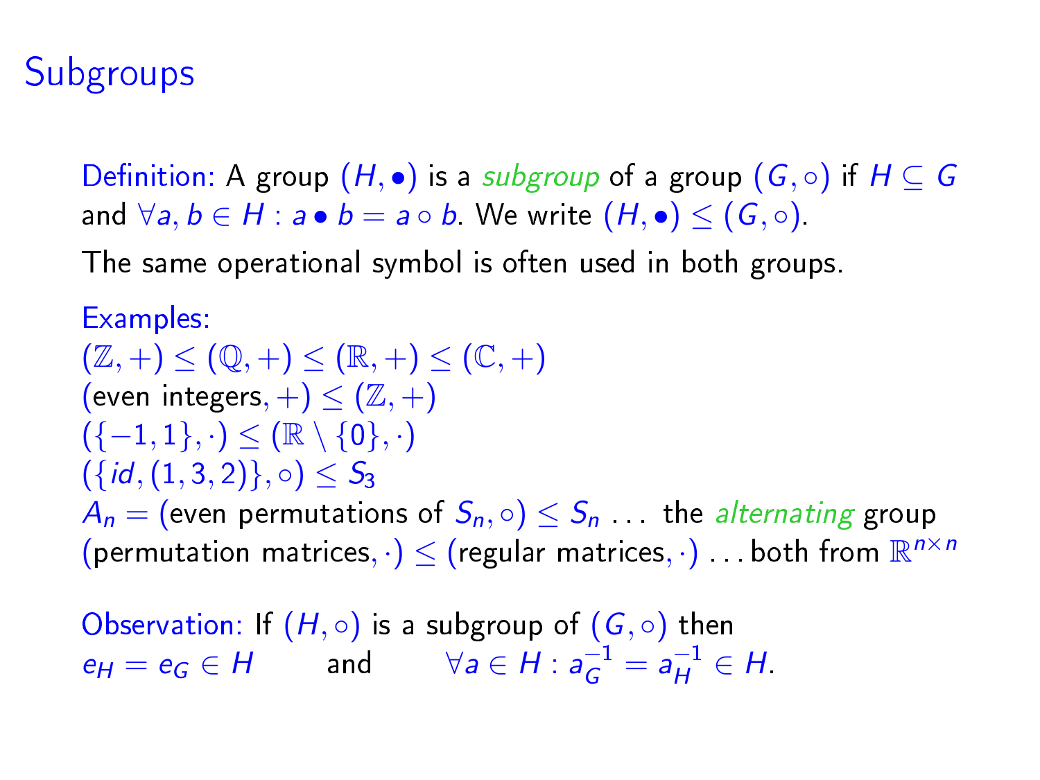# Subgroups

Definition: A group $(H, \bullet)$ is a *subgroup* of a group $(G, \circ)$ if $H \subseteq G$ and $\forall a, b \in H : a \bullet b = a \circ b$. We write $(H, \bullet) \leq (G, \circ)$.

The same operational symbol is often used in both groups.

Examples:

$(\mathbb{Z}, +) \leq (\mathbb{Q}, +) \leq (\mathbb{R}, +) \leq (\mathbb{C}, +)$

(even integers$, +) \leq (\mathbb{Z}, +)$

$(\{-1, 1\}, \cdot) \leq (\mathbb{R} \setminus \{0\}, \cdot)$

$(\{id, (1, 3, 2)\}, \circ) \leq S_3$

$A_n =$ (even permutations of $S_n, \circ) \leq S_n$ ... the *alternating* group

(permutation matrices$, \cdot) \leq$ (regular matrices$, \cdot)$ ... both from $\mathbb{R}^{n \times n}$

Observation: If $(H, \circ)$ is a subgroup of $(G, \circ)$ then

$e_H = e_G \in H$ and $\forall a \in H : a_G^{-1} = a_H^{-1} \in H$.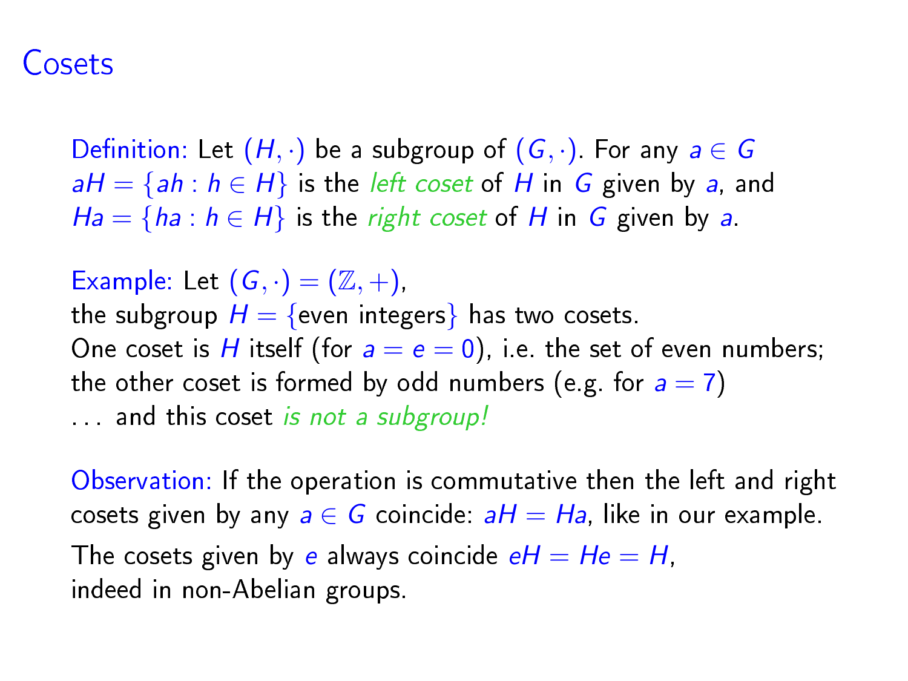# Cosets

Definition: Let $(H, \cdot)$ be a subgroup of $(G, \cdot)$. For any $a \in G$
$aH = \{ah : h \in H\}$ is the *left coset* of $H$ in $G$ given by $a$, and
$Ha = \{ha : h \in H\}$ is the *right coset* of $H$ in $G$ given by $a$.

Example: Let $(G, \cdot) = (\mathbb{Z}, +)$,
the subgroup $H = \{\text{even integers}\}$ has two cosets.
One coset is $H$ itself (for $a = e = 0$), i.e. the set of even numbers;
the other coset is formed by odd numbers (e.g. for $a = 7$)
. . . and this coset *is not a subgroup!*

Observation: If the operation is commutative then the left and right cosets given by any $a \in G$ coincide: $aH = Ha$, like in our example.

The cosets given by $e$ always coincide $eH = He = H$,
indeed in non-Abelian groups.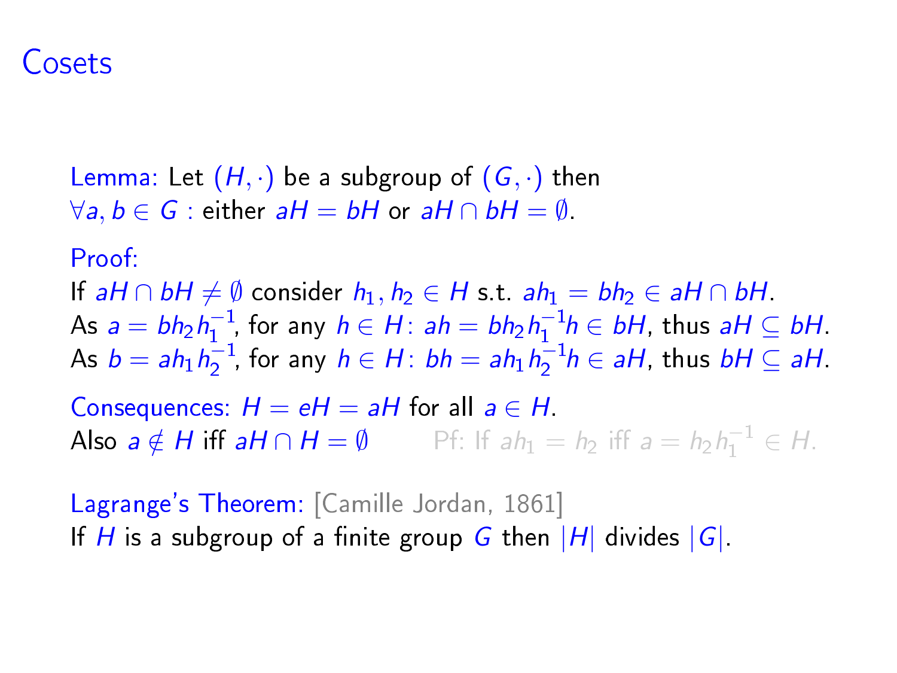# Cosets

Lemma: Let $(H, \cdot)$ be a subgroup of $(G, \cdot)$ then
$\forall a, b \in G$ : either $aH = bH$ or $aH \cap bH = \emptyset$.

Proof:
If $aH \cap bH \neq \emptyset$ consider $h_1, h_2 \in H$ s.t. $ah_1 = bh_2 \in aH \cap bH$.
As $a = bh_2h_1^{-1}$, for any $h \in H$: $ah = bh_2h_1^{-1}h \in bH$, thus $aH \subseteq bH$.
As $b = ah_1h_2^{-1}$, for any $h \in H$: $bh = ah_1h_2^{-1}h \in aH$, thus $bH \subseteq aH$.

Consequences: $H = eH = aH$ for all $a \in H$.
Also $a \notin H$ iff $aH \cap H = \emptyset$ Pf: If $ah_1 = h_2$ iff $a = h_2h_1^{-1} \in H$.

Lagrange's Theorem: [Camille Jordan, 1861]
If $H$ is a subgroup of a finite group $G$ then $|H|$ divides $|G|$.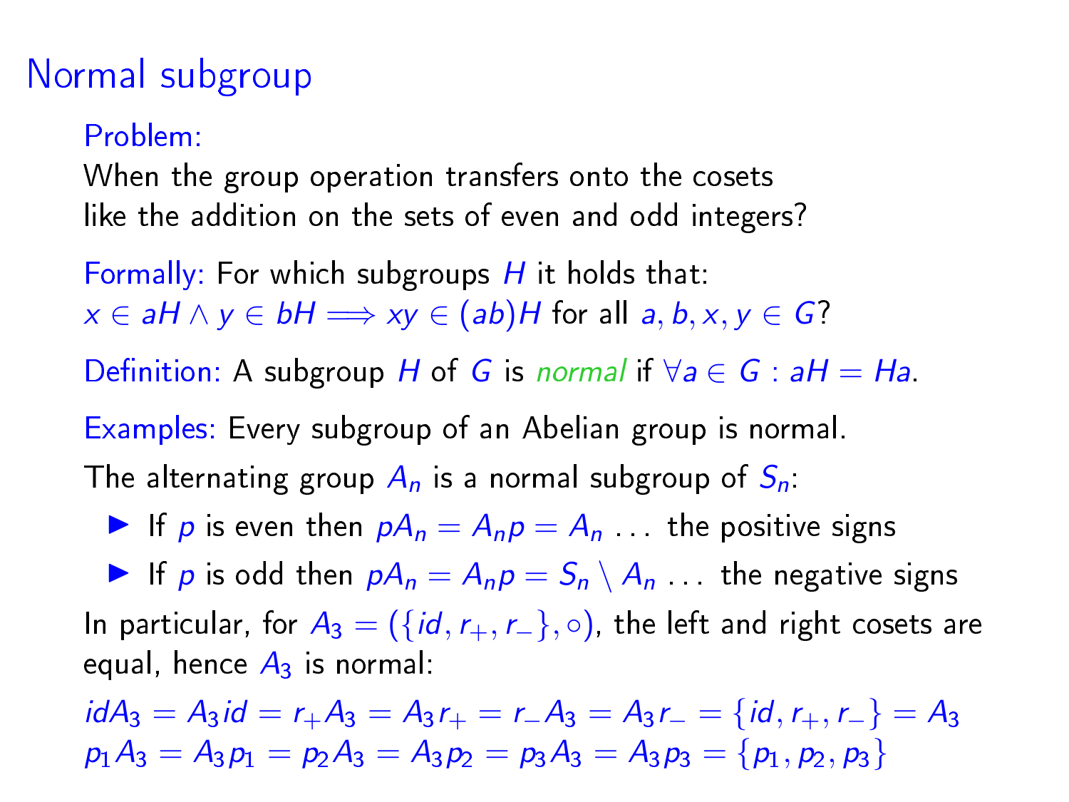# Normal subgroup

Problem:
When the group operation transfers onto the cosets like the addition on the sets of even and odd integers?

Formally: For which subgroups $H$ it holds that:
$x \in aH \wedge y \in bH \implies xy \in (ab)H$ for all $a, b, x, y \in G$?

Definition: A subgroup $H$ of $G$ is *normal* if $\forall a \in G : aH = Ha$.

Examples: Every subgroup of an Abelian group is normal.

The alternating group $A_n$ is a normal subgroup of $S_n$:

- If $p$ is even then $pA_n = A_n p = A_n$ ... the positive signs
- If $p$ is odd then $pA_n = A_n p = S_n \setminus A_n$ ... the negative signs

In particular, for $A_3 = (\{id, r_+, r_-\}, \circ)$, the left and right cosets are equal, hence $A_3$ is normal:

$$idA_3 = A_3 id = r_+ A_3 = A_3 r_+ = r_- A_3 = A_3 r_- = \{id, r_+, r_-\} = A_3$$
$$p_1 A_3 = A_3 p_1 = p_2 A_3 = A_3 p_2 = p_3 A_3 = A_3 p_3 = \{p_1, p_2, p_3\}$$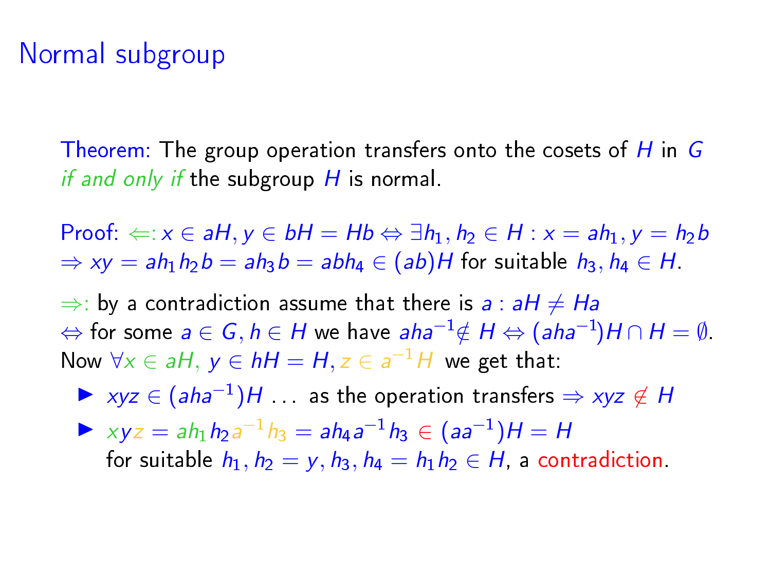# Normal subgroup

Theorem: The group operation transfers onto the cosets of $H$ in $G$ *if and only if* the subgroup $H$ is normal.

Proof: $\Leftarrow$: $x \in aH, y \in bH = Hb \Leftrightarrow \exists h_1, h_2 \in H : x = ah_1, y = h_2 b$
$\Rightarrow xy = ah_1 h_2 b = ah_3 b = abh_4 \in (ab)H$ for suitable $h_3, h_4 \in H$.

$\Rightarrow$: by a contradiction assume that there is $a : aH \neq Ha$
$\Leftrightarrow$ for some $a \in G, h \in H$ we have $aha^{-1} \notin H \Leftrightarrow (aha^{-1})H \cap H = \emptyset$.
Now $\forall x \in aH,\ y \in hH = H, z \in a^{-1}H$ we get that:

- $xyz \in (aha^{-1})H$ ... as the operation transfers $\Rightarrow xyz \notin H$
- $xyz = ah_1 h_2 a^{-1} h_3 = ah_4 a^{-1} h_3 \in (aa^{-1})H = H$
  for suitable $h_1, h_2 = y, h_3, h_4 = h_1 h_2 \in H$, a contradiction.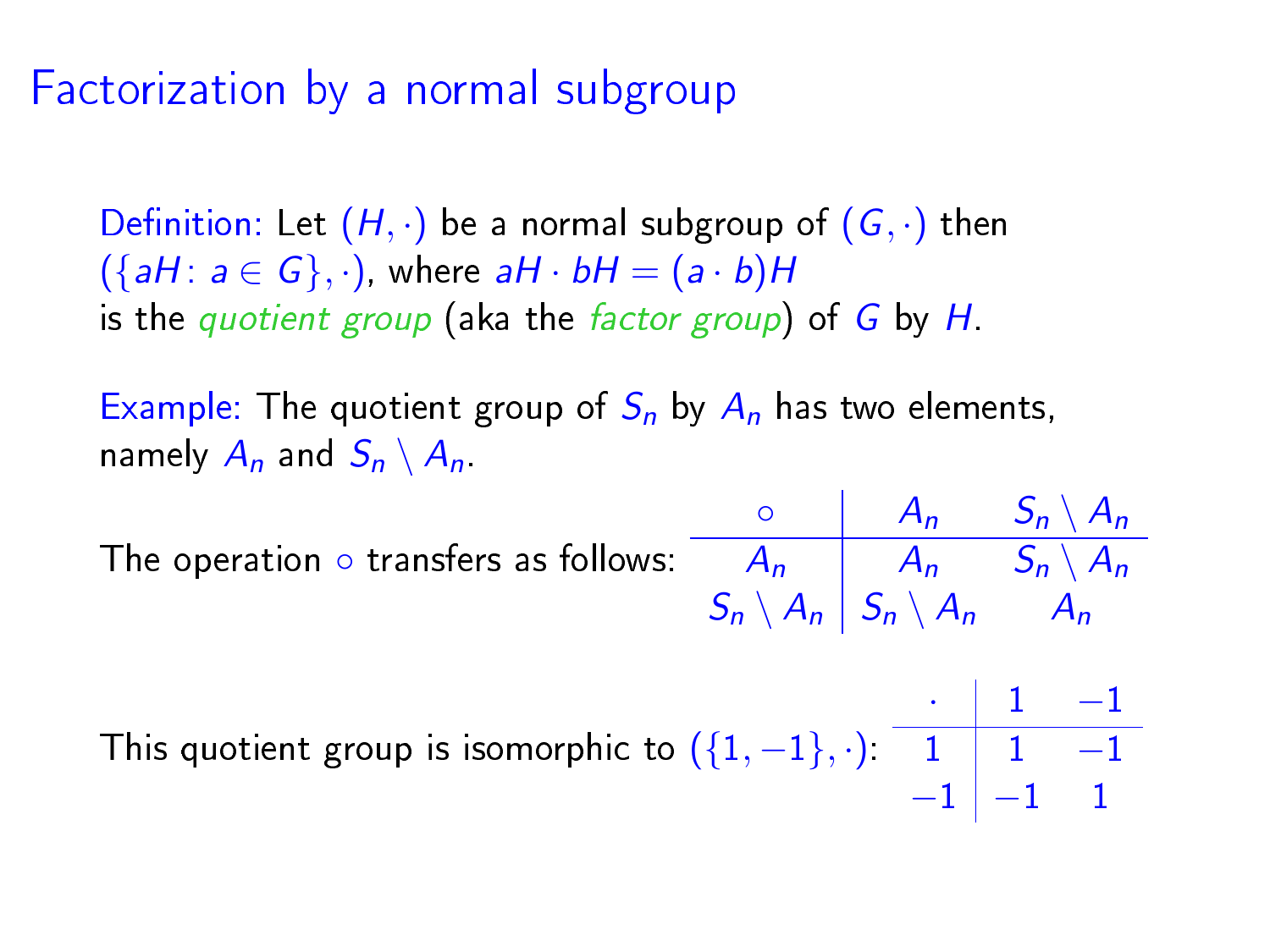# Factorization by a normal subgroup

Definition: Let $(H, \cdot)$ be a normal subgroup of $(G, \cdot)$ then $(\{aH : a \in G\}, \cdot)$, where $aH \cdot bH = (a \cdot b)H$ is the *quotient group* (aka the *factor group*) of $G$ by $H$.

Example: The quotient group of $S_n$ by $A_n$ has two elements, namely $A_n$ and $S_n \setminus A_n$.

The operation $\circ$ transfers as follows:

| $\circ$ | $A_n$ | $S_n \setminus A_n$ |
|---|---|---|
| $A_n$ | $A_n$ | $S_n \setminus A_n$ |
| $S_n \setminus A_n$ | $S_n \setminus A_n$ | $A_n$ |

This quotient group is isomorphic to $(\{1, -1\}, \cdot)$:

| $\cdot$ | $1$ | $-1$ |
|---|---|---|
| $1$ | $1$ | $-1$ |
| $-1$ | $-1$ | $1$ |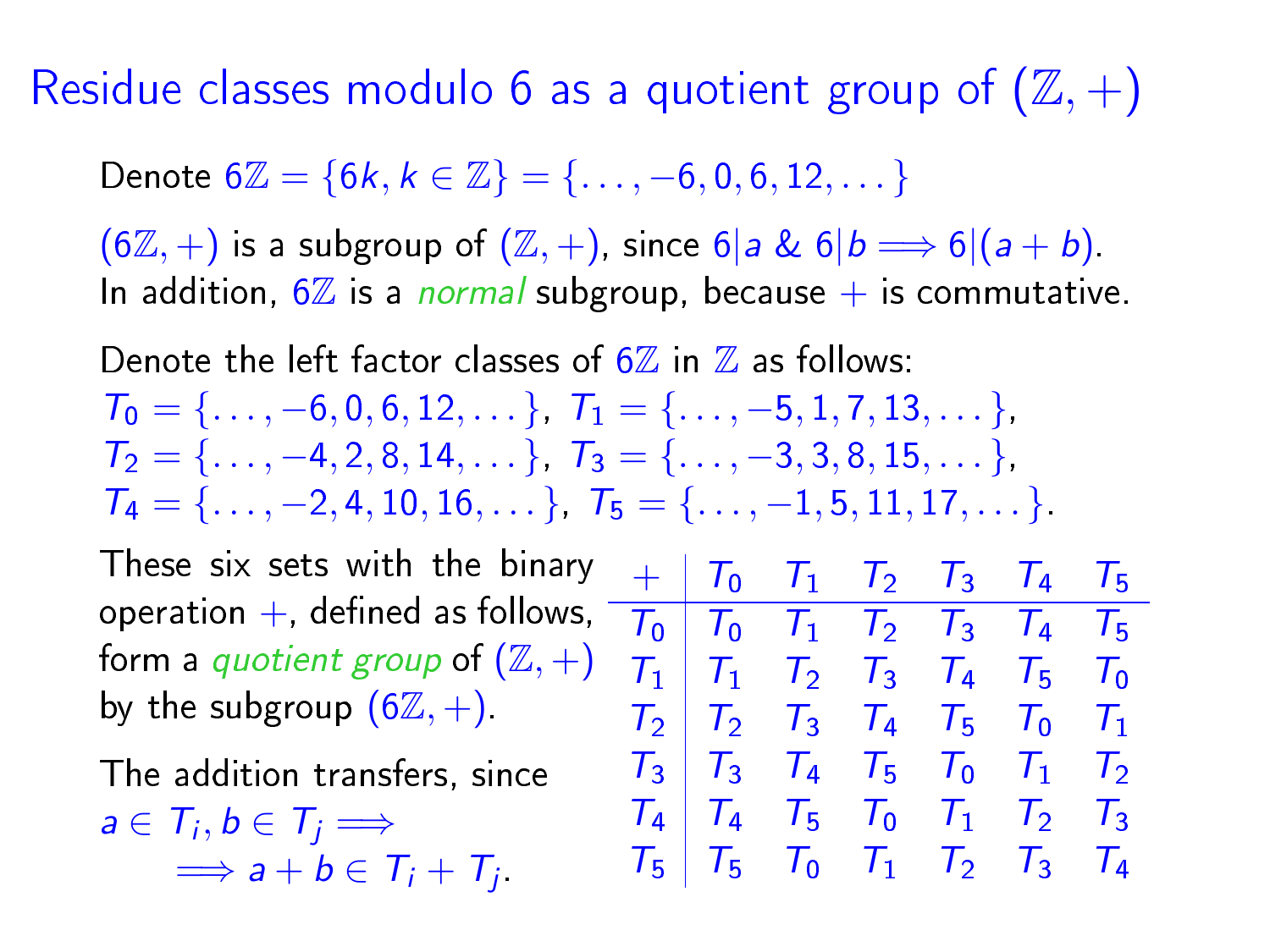# Residue classes modulo 6 as a quotient group of $(\mathbb{Z}, +)$

Denote $6\mathbb{Z} = \{6k, k \in \mathbb{Z}\} = \{\dots, -6, 0, 6, 12, \dots\}$

$(6\mathbb{Z}, +)$ is a subgroup of $(\mathbb{Z}, +)$, since $6|a$ & $6|b \Longrightarrow 6|(a+b)$.
In addition, $6\mathbb{Z}$ is a *normal* subgroup, because $+$ is commutative.

Denote the left factor classes of $6\mathbb{Z}$ in $\mathbb{Z}$ as follows:
$T_0 = \{\dots, -6, 0, 6, 12, \dots\}$, $T_1 = \{\dots, -5, 1, 7, 13, \dots\}$,
$T_2 = \{\dots, -4, 2, 8, 14, \dots\}$, $T_3 = \{\dots, -3, 3, 8, 15, \dots\}$,
$T_4 = \{\dots, -2, 4, 10, 16, \dots\}$, $T_5 = \{\dots, -1, 5, 11, 17, \dots\}$.

These six sets with the binary operation $+$, defined as follows, form a *quotient group* of $(\mathbb{Z}, +)$ by the subgroup $(6\mathbb{Z}, +)$.

| $+$ | $T_0$ | $T_1$ | $T_2$ | $T_3$ | $T_4$ | $T_5$ |
|---|---|---|---|---|---|---|
| $T_0$ | $T_0$ | $T_1$ | $T_2$ | $T_3$ | $T_4$ | $T_5$ |
| $T_1$ | $T_1$ | $T_2$ | $T_3$ | $T_4$ | $T_5$ | $T_0$ |
| $T_2$ | $T_2$ | $T_3$ | $T_4$ | $T_5$ | $T_0$ | $T_1$ |
| $T_3$ | $T_3$ | $T_4$ | $T_5$ | $T_0$ | $T_1$ | $T_2$ |
| $T_4$ | $T_4$ | $T_5$ | $T_0$ | $T_1$ | $T_2$ | $T_3$ |
| $T_5$ | $T_5$ | $T_0$ | $T_1$ | $T_2$ | $T_3$ | $T_4$ |

The addition transfers, since
$a \in T_i, b \in T_j \Longrightarrow$
$\Longrightarrow a + b \in T_i + T_j$.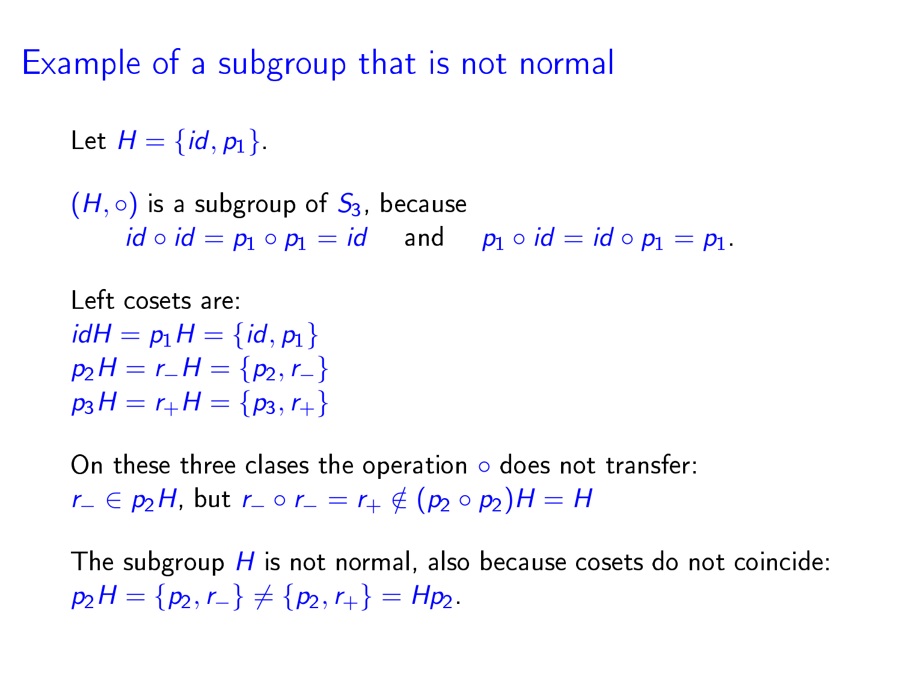# Example of a subgroup that is not normal

Let $H = \{id, p_1\}$.

$(H, \circ)$ is a subgroup of $S_3$, because

$$id \circ id = p_1 \circ p_1 = id \quad \text{and} \quad p_1 \circ id = id \circ p_1 = p_1.$$

Left cosets are:

$idH = p_1 H = \{id, p_1\}$

$p_2 H = r_- H = \{p_2, r_-\}$

$p_3 H = r_+ H = \{p_3, r_+\}$

On these three clases the operation $\circ$ does not transfer:

$r_- \in p_2 H$, but $r_- \circ r_- = r_+ \notin (p_2 \circ p_2)H = H$

The subgroup $H$ is not normal, also because cosets do not coincide:

$p_2 H = \{p_2, r_-\} \neq \{p_2, r_+\} = Hp_2$.